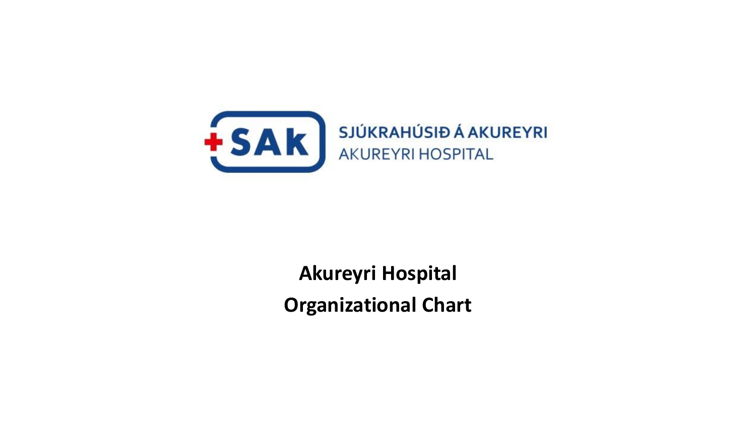SJÚKRAHÚSIÐ Á AKUREYRI

AKUREYRI HOSPITAL

# Akureyri Hospital

# Organizational Chart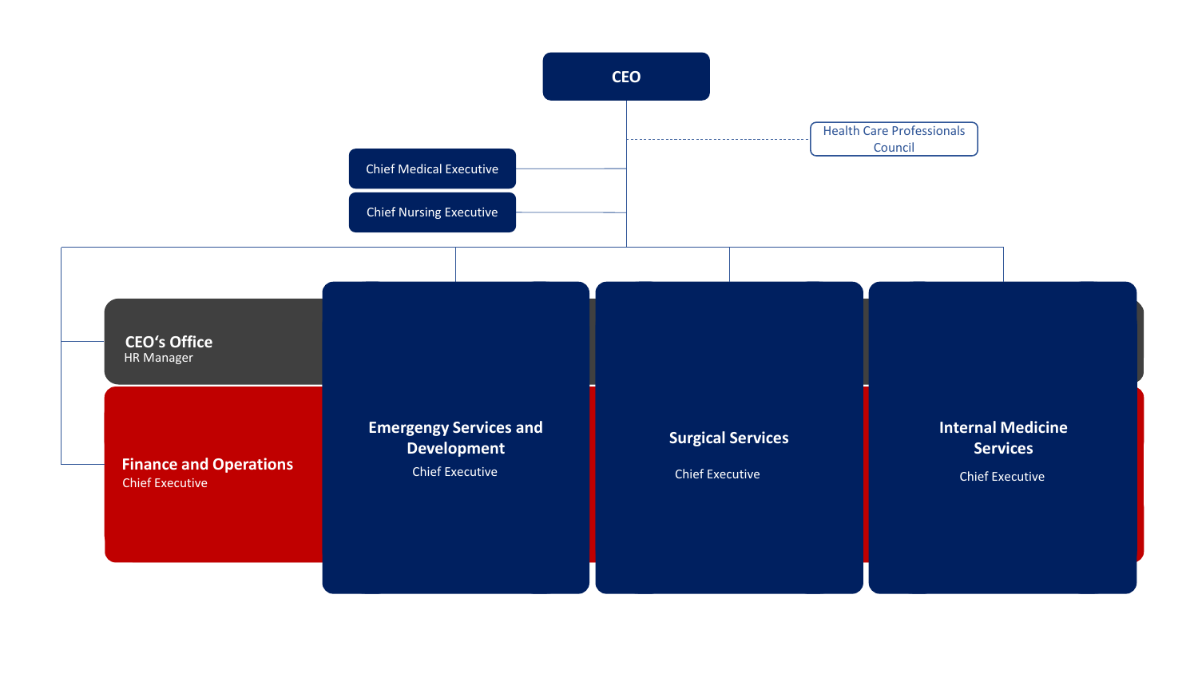# CEO

- Chief Medical Executive
- Chief Nursing Executive
- Health Care Professionals Council

## CEO's Office
HR Manager

## Finance and Operations
Chief Executive

## Emergengy Services and Development
Chief Executive

## Surgical Services
Chief Executive

## Internal Medicine Services
Chief Executive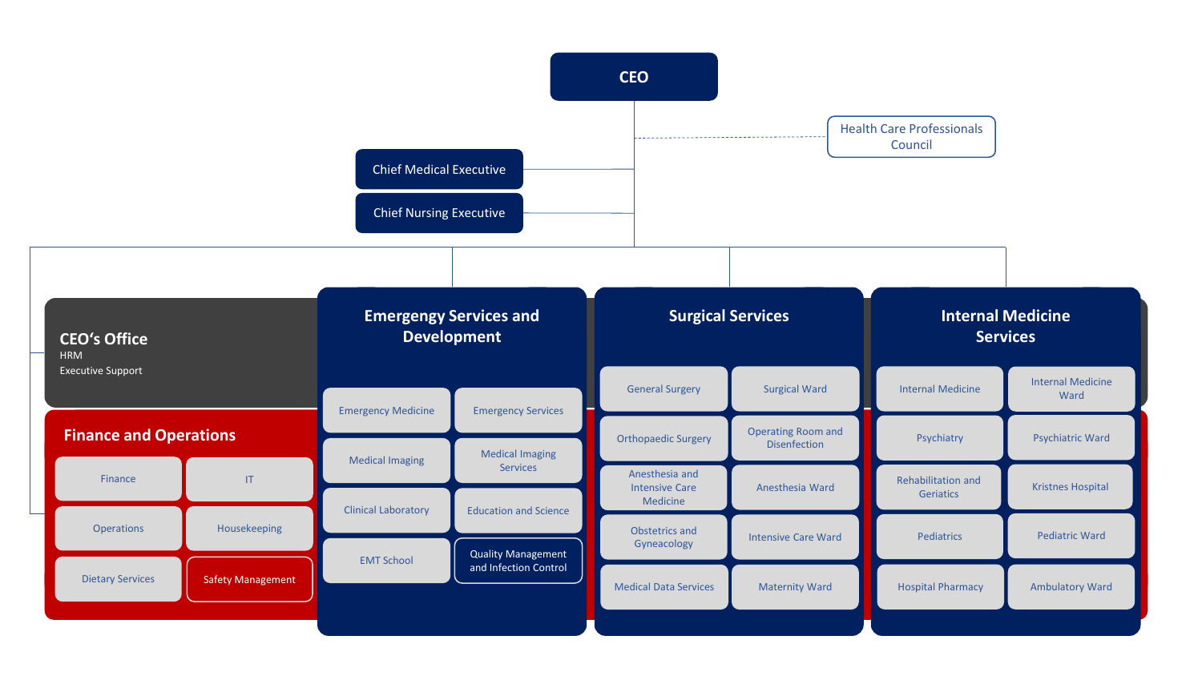# CEO

- Health Care Professionals Council
- Chief Medical Executive
- Chief Nursing Executive

## CEO's Office

HRM

Executive Support

## Finance and Operations

- Finance
- IT
- Operations
- Housekeeping
- Dietary Services
- Safety Management

## Emergengy Services and Development

- Emergency Medicine
- Emergency Services
- Medical Imaging
- Medical Imaging Services
- Clinical Laboratory
- Education and Science
- EMT School
- Quality Management and Infection Control

## Surgical Services

- General Surgery
- Surgical Ward
- Orthopaedic Surgery
- Operating Room and Disenfection
- Anesthesia and Intensive Care Medicine
- Anesthesia Ward
- Obstetrics and Gyneacology
- Intensive Care Ward
- Medical Data Services
- Maternity Ward

## Internal Medicine Services

- Internal Medicine
- Internal Medicine Ward
- Psychiatry
- Psychiatric Ward
- Rehabilitation and Geriatics
- Kristnes Hospital
- Pediatrics
- Pediatric Ward
- Hospital Pharmacy
- Ambulatory Ward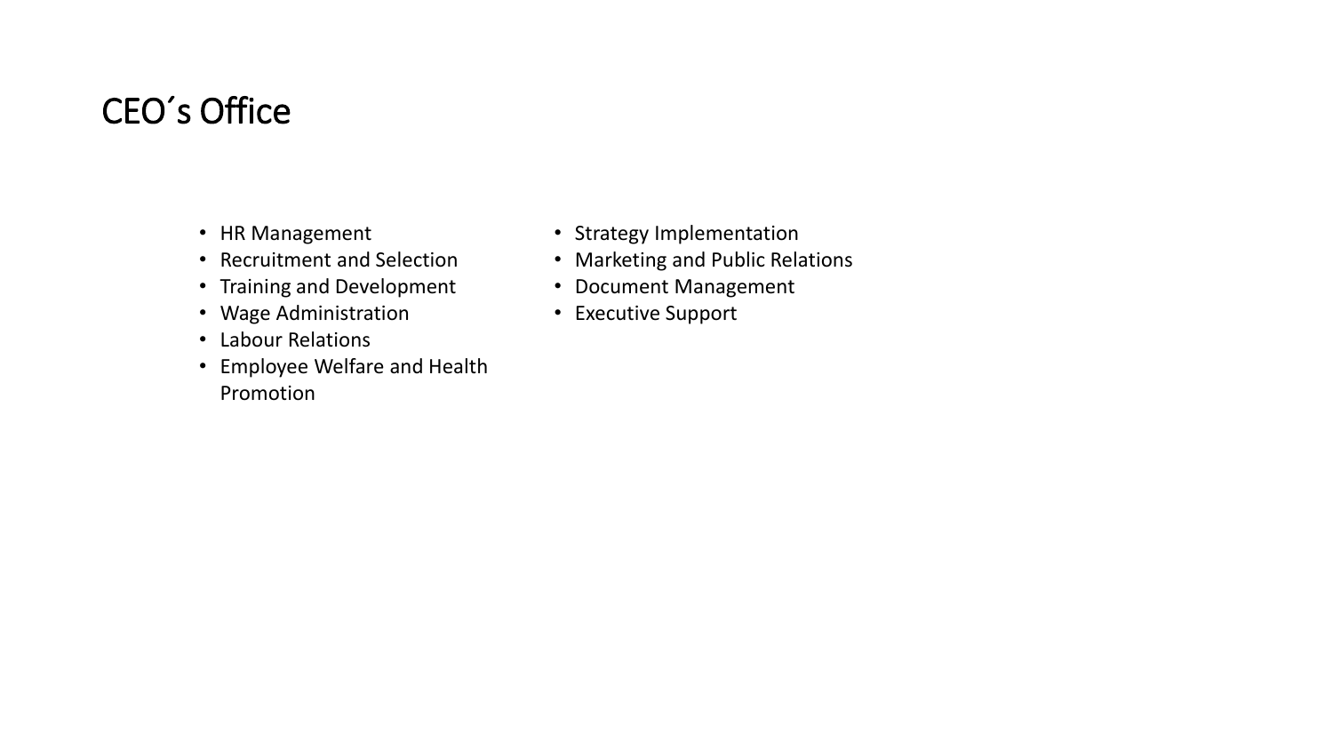# CEO´s Office

- HR Management
- Recruitment and Selection
- Training and Development
- Wage Administration
- Labour Relations
- Employee Welfare and Health Promotion

- Strategy Implementation
- Marketing and Public Relations
- Document Management
- Executive Support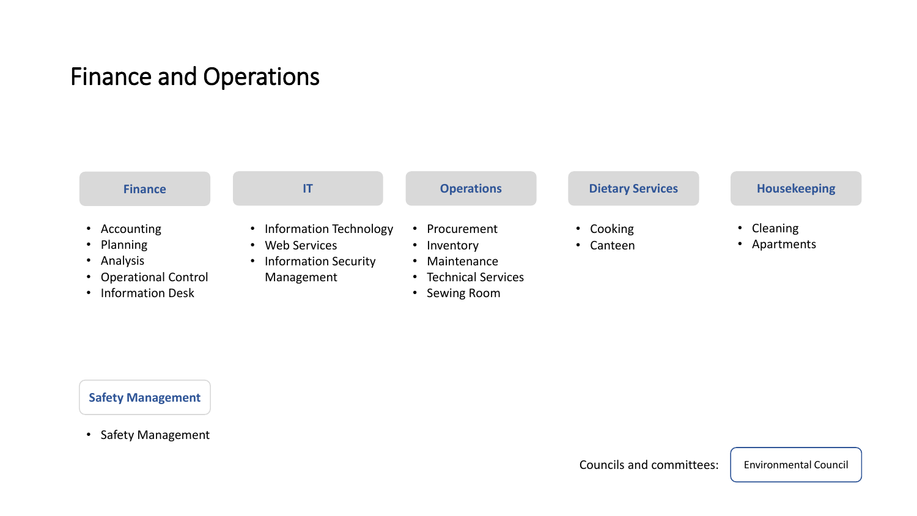# Finance and Operations

### Finance

- Accounting
- Planning
- Analysis
- Operational Control
- Information Desk

### IT

- Information Technology
- Web Services
- Information Security Management

### Operations

- Procurement
- Inventory
- Maintenance
- Technical Services
- Sewing Room

### Dietary Services

- Cooking
- Canteen

### Housekeeping

- Cleaning
- Apartments

### Safety Management

- Safety Management

Councils and committees: Environmental Council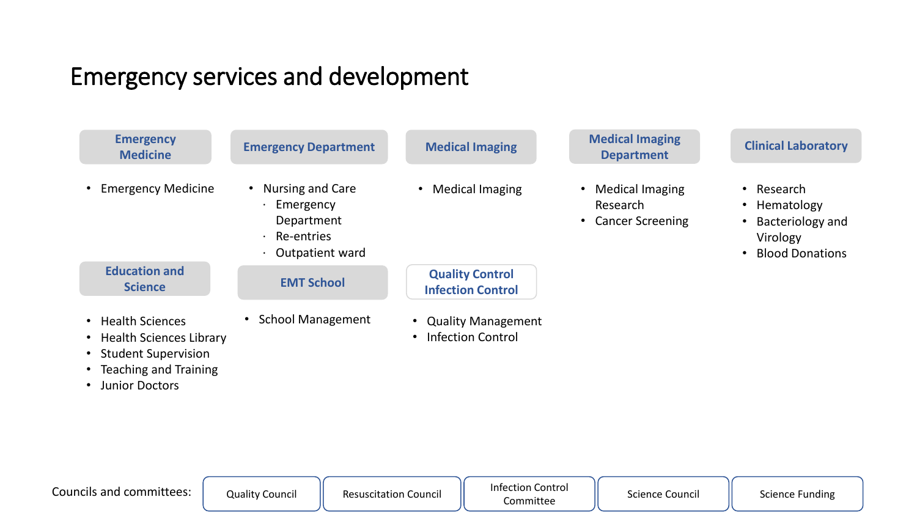# Emergency services and development

### Emergency Medicine

- Emergency Medicine

### Emergency Department

- Nursing and Care
  - Emergency Department
  - Re-entries
  - Outpatient ward

### Medical Imaging

- Medical Imaging

### Medical Imaging Department

- Medical Imaging Research
- Cancer Screening

### Clinical Laboratory

- Research
- Hematology
- Bacteriology and Virology
- Blood Donations

### Education and Science

- Health Sciences
- Health Sciences Library
- Student Supervision
- Teaching and Training
- Junior Doctors

### EMT School

- School Management

### Quality Control Infection Control

- Quality Management
- Infection Control

Councils and committees:

- Quality Council
- Resuscitation Council
- Infection Control Committee
- Science Council
- Science Funding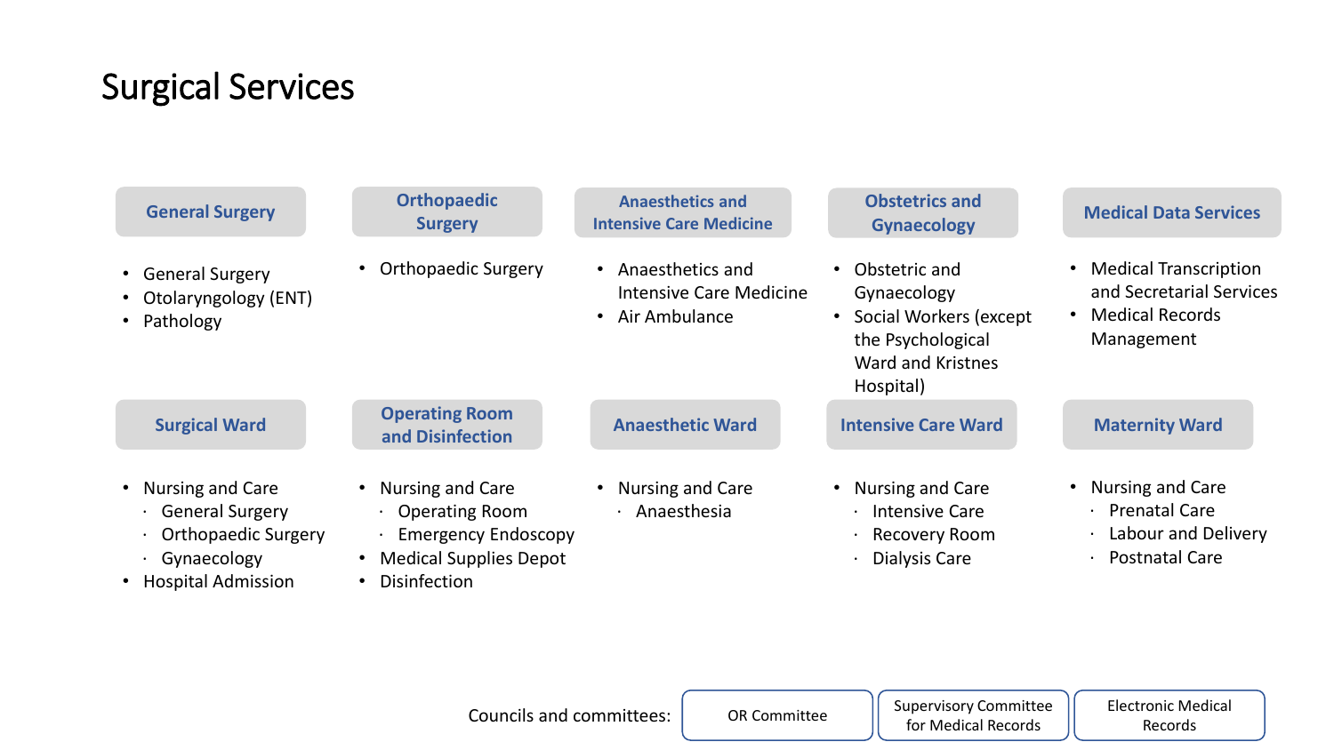# Surgical Services

### General Surgery

- General Surgery
- Otolaryngology (ENT)
- Pathology

### Orthopaedic Surgery

- Orthopaedic Surgery

### Anaesthetics and Intensive Care Medicine

- Anaesthetics and Intensive Care Medicine
- Air Ambulance

### Obstetrics and Gynaecology

- Obstetric and Gynaecology
- Social Workers (except the Psychological Ward and Kristnes Hospital)

### Medical Data Services

- Medical Transcription and Secretarial Services
- Medical Records Management

### Surgical Ward

- Nursing and Care
  - General Surgery
  - Orthopaedic Surgery
  - Gynaecology
- Hospital Admission

### Operating Room and Disinfection

- Nursing and Care
  - Operating Room
  - Emergency Endoscopy
- Medical Supplies Depot
- Disinfection

### Anaesthetic Ward

- Nursing and Care
  - Anaesthesia

### Intensive Care Ward

- Nursing and Care
  - Intensive Care
  - Recovery Room
  - Dialysis Care

### Maternity Ward

- Nursing and Care
  - Prenatal Care
  - Labour and Delivery
  - Postnatal Care

Councils and committees:

- OR Committee
- Supervisory Committee for Medical Records
- Electronic Medical Records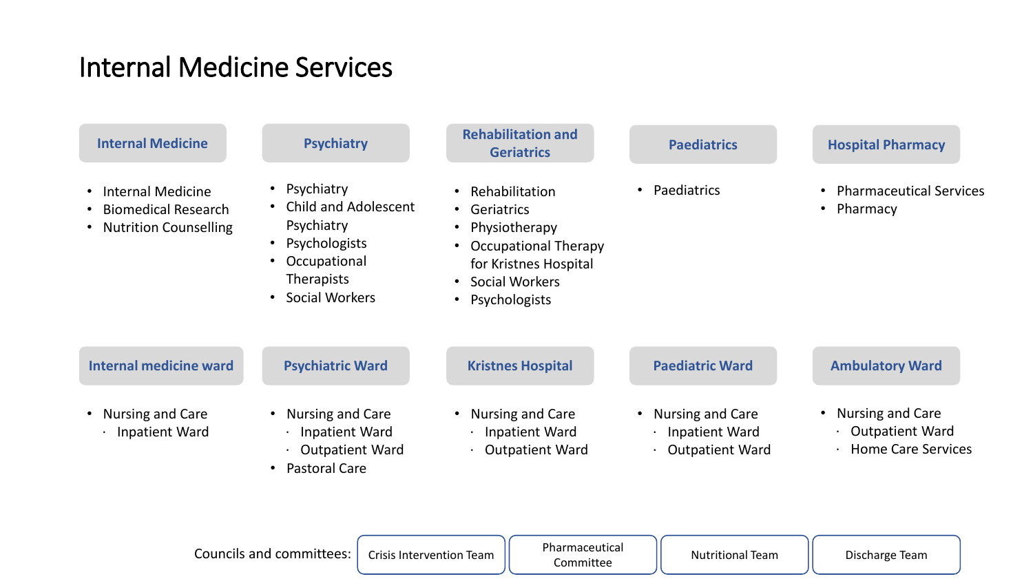# Internal Medicine Services

### Internal Medicine

- Internal Medicine
- Biomedical Research
- Nutrition Counselling

### Psychiatry

- Psychiatry
- Child and Adolescent Psychiatry
- Psychologists
- Occupational Therapists
- Social Workers

### Rehabilitation and Geriatrics

- Rehabilitation
- Geriatrics
- Physiotherapy
- Occupational Therapy for Kristnes Hospital
- Social Workers
- Psychologists

### Paediatrics

- Paediatrics

### Hospital Pharmacy

- Pharmaceutical Services
- Pharmacy

### Internal medicine ward

- Nursing and Care
  - Inpatient Ward

### Psychiatric Ward

- Nursing and Care
  - Inpatient Ward
  - Outpatient Ward
- Pastoral Care

### Kristnes Hospital

- Nursing and Care
  - Inpatient Ward
  - Outpatient Ward

### Paediatric Ward

- Nursing and Care
  - Inpatient Ward
  - Outpatient Ward

### Ambulatory Ward

- Nursing and Care
  - Outpatient Ward
  - Home Care Services

Councils and committees: Crisis Intervention Team | Pharmaceutical Committee | Nutritional Team | Discharge Team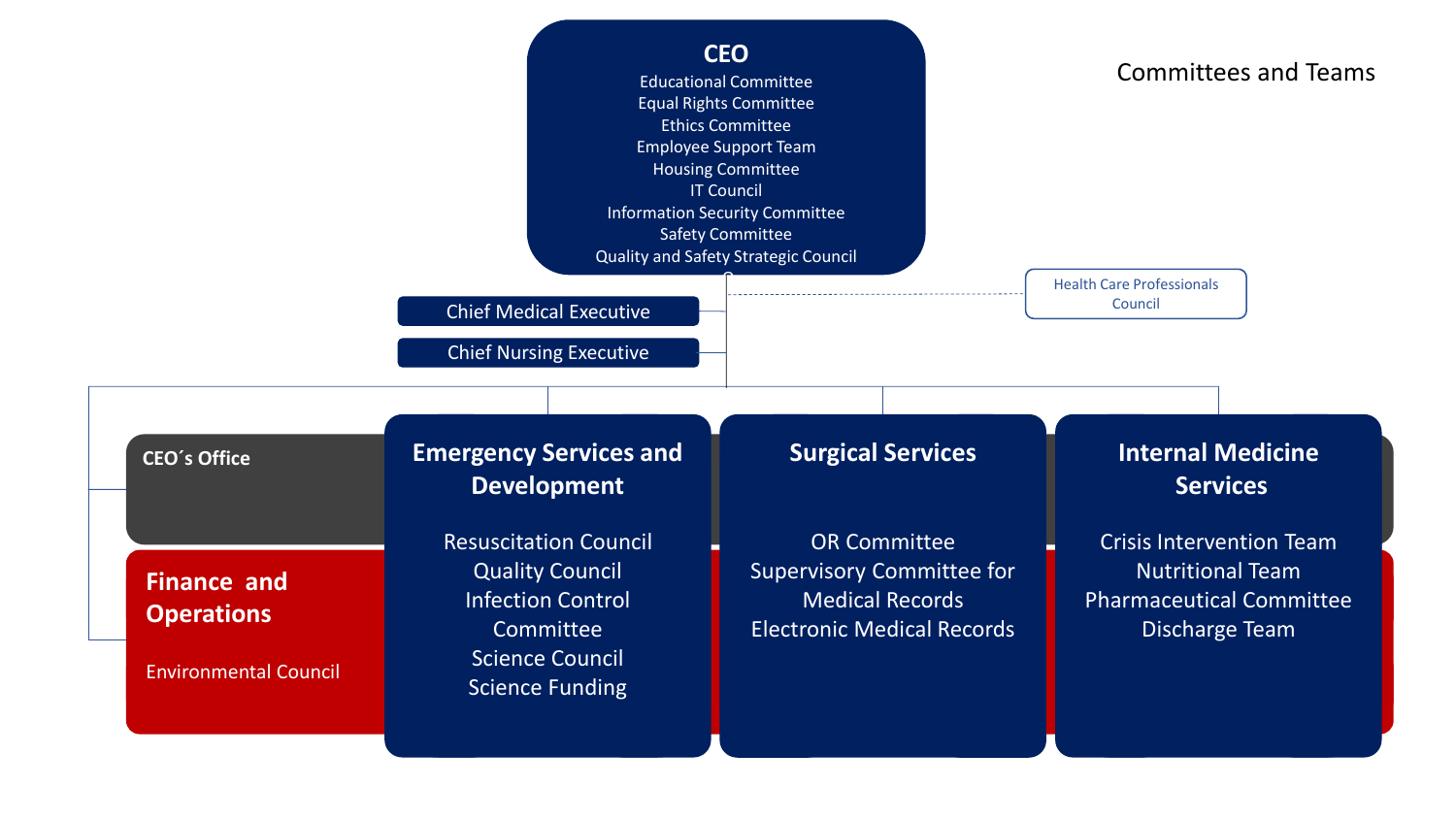# Committees and Teams

## CEO

Educational Committee
Equal Rights Committee
Ethics Committee
Employee Support Team
Housing Committee
IT Council
Information Security Committee
Safety Committee
Quality and Safety Strategic Council

Health Care Professionals Council

Chief Medical Executive

Chief Nursing Executive

### CEO´s Office

### Finance and Operations

Environmental Council

### Emergency Services and Development

Resuscitation Council
Quality Council
Infection Control Committee
Science Council
Science Funding

### Surgical Services

OR Committee
Supervisory Committee for Medical Records
Electronic Medical Records

### Internal Medicine Services

Crisis Intervention Team
Nutritional Team
Pharmaceutical Committee
Discharge Team